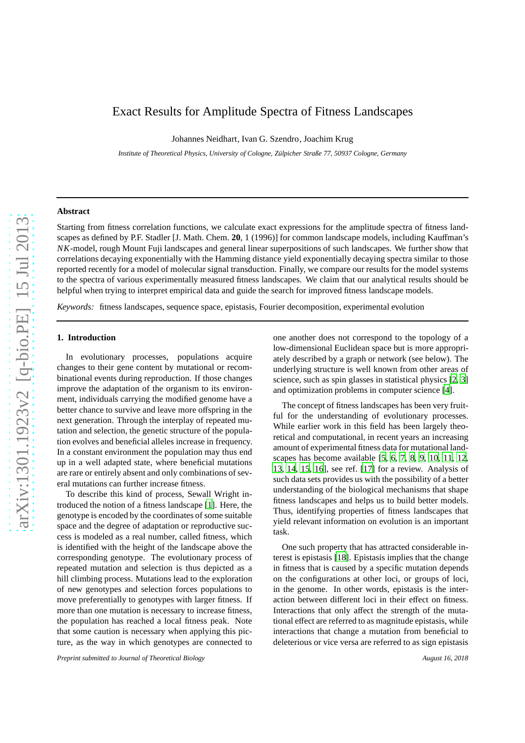# Exact Results for Amplitude Spectra of Fitness Landscapes

Johannes Neidhart, Ivan G. Szendro, Joachim Krug

*Institute of Theoretical Physics, University of Cologne, Zülpicher Straße 77, 50937 Cologne, Germany*

---

**Abstract**

Starting from fitness correlation functions, we calculate exact expressions for the amplitude spectra of fitness landscapes as defined by P.F. Stadler [J. Math. Chem. **20**, 1 (1996)] for common landscape models, including Kauffman's *NK*-model, rough Mount Fuji landscapes and general linear superpositions of such landscapes. We further show that correlations decaying exponentially with the Hamming distance yield exponentially decaying spectra similar to those reported recently for a model of molecular signal transduction. Finally, we compare our results for the model systems to the spectra of various experimentally measured fitness landscapes. We claim that our analytical results should be helpful when trying to interpret empirical data and guide the search for improved fitness landscape models.

*Keywords:* fitness landscapes, sequence space, epistasis, Fourier decomposition, experimental evolution

---

## 1. Introduction

In evolutionary processes, populations acquire changes to their gene content by mutational or recombinational events during reproduction. If those changes improve the adaptation of the organism to its environment, individuals carrying the modified genome have a better chance to survive and leave more offspring in the next generation. Through the interplay of repeated mutation and selection, the genetic structure of the population evolves and beneficial alleles increase in frequency. In a constant environment the population may thus end up in a well adapted state, where beneficial mutations are rare or entirely absent and only combinations of several mutations can further increase fitness.

To describe this kind of process, Sewall Wright introduced the notion of a fitness landscape [1]. Here, the genotype is encoded by the coordinates of some suitable space and the degree of adaptation or reproductive success is modeled as a real number, called fitness, which is identified with the height of the landscape above the corresponding genotype. The evolutionary process of repeated mutation and selection is thus depicted as a hill climbing process. Mutations lead to the exploration of new genotypes and selection forces populations to move preferentially to genotypes with larger fitness. If more than one mutation is necessary to increase fitness, the population has reached a local fitness peak. Note that some caution is necessary when applying this picture, as the way in which genotypes are connected to one another does not correspond to the topology of a low-dimensional Euclidean space but is more appropriately described by a graph or network (see below). The underlying structure is well known from other areas of science, such as spin glasses in statistical physics [2, 3] and optimization problems in computer science [4].

The concept of fitness landscapes has been very fruitful for the understanding of evolutionary processes. While earlier work in this field has been largely theoretical and computational, in recent years an increasing amount of experimental fitness data for mutational landscapes has become available [5, 6, 7, 8, 9, 10, 11, 12, 13, 14, 15, 16], see ref. [17] for a review. Analysis of such data sets provides us with the possibility of a better understanding of the biological mechanisms that shape fitness landscapes and helps us to build better models. Thus, identifying properties of fitness landscapes that yield relevant information on evolution is an important task.

One such property that has attracted considerable interest is epistasis [18]. Epistasis implies that the change in fitness that is caused by a specific mutation depends on the configurations at other loci, or groups of loci, in the genome. In other words, epistasis is the interaction between different loci in their effect on fitness. Interactions that only affect the strength of the mutational effect are referred to as magnitude epistasis, while interactions that change a mutation from beneficial to deleterious or vice versa are referred to as sign epistasis

*Preprint submitted to Journal of Theoretical Biology* August 16, 2018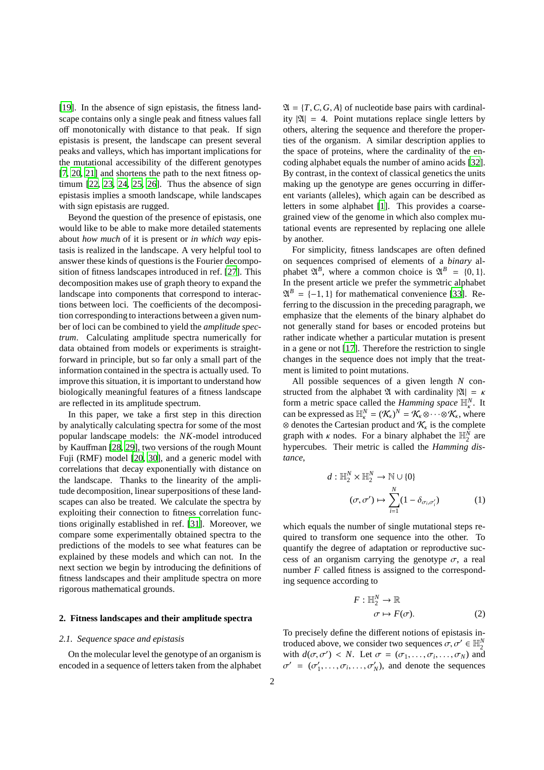[19]. In the absence of sign epistasis, the fitness landscape contains only a single peak and fitness values fall off monotonically with distance to that peak. If sign epistasis is present, the landscape can present several peaks and valleys, which has important implications for the mutational accessibility of the different genotypes [7, 20, 21] and shortens the path to the next fitness optimum [22, 23, 24, 25, 26]. Thus the absence of sign epistasis implies a smooth landscape, while landscapes with sign epistasis are rugged.

Beyond the question of the presence of epistasis, one would like to be able to make more detailed statements about *how much* of it is present or *in which way* epistasis is realized in the landscape. A very helpful tool to answer these kinds of questions is the Fourier decomposition of fitness landscapes introduced in ref. [27]. This decomposition makes use of graph theory to expand the landscape into components that correspond to interactions between loci. The coefficients of the decomposition corresponding to interactions between a given number of loci can be combined to yield the *amplitude spectrum*. Calculating amplitude spectra numerically for data obtained from models or experiments is straightforward in principle, but so far only a small part of the information contained in the spectra is actually used. To improve this situation, it is important to understand how biologically meaningful features of a fitness landscape are reflected in its amplitude spectrum.

In this paper, we take a first step in this direction by analytically calculating spectra for some of the most popular landscape models: the *NK*-model introduced by Kauffman [28, 29], two versions of the rough Mount Fuji (RMF) model [20, 30], and a generic model with correlations that decay exponentially with distance on the landscape. Thanks to the linearity of the amplitude decomposition, linear superpositions of these landscapes can also be treated. We calculate the spectra by exploiting their connection to fitness correlation functions originally established in ref. [31]. Moreover, we compare some experimentally obtained spectra to the predictions of the models to see what features can be explained by these models and which can not. In the next section we begin by introducing the definitions of fitness landscapes and their amplitude spectra on more rigorous mathematical grounds.

## 2. Fitness landscapes and their amplitude spectra

### 2.1. Sequence space and epistasis

On the molecular level the genotype of an organism is encoded in a sequence of letters taken from the alphabet $\mathfrak{A} = \{T, C, G, A\}$ of nucleotide base pairs with cardinality $|\mathfrak{A}| = 4$. Point mutations replace single letters by others, altering the sequence and therefore the properties of the organism. A similar description applies to the space of proteins, where the cardinality of the encoding alphabet equals the number of amino acids [32]. By contrast, in the context of classical genetics the units making up the genotype are genes occurring in different variants (alleles), which again can be described as letters in some alphabet [1]. This provides a coarse-grained view of the genome in which also complex mutational events are represented by replacing one allele by another.

For simplicity, fitness landscapes are often defined on sequences comprised of elements of a *binary* alphabet $\mathfrak{A}^B$, where a common choice is $\mathfrak{A}^B = \{0, 1\}$. In the present article we prefer the symmetric alphabet $\mathfrak{A}^B = \{-1, 1\}$ for mathematical convenience [33]. Referring to the discussion in the preceding paragraph, we emphasize that the elements of the binary alphabet do not generally stand for bases or encoded proteins but rather indicate whether a particular mutation is present in a gene or not [17]. Therefore the restriction to single changes in the sequence does not imply that the treatment is limited to point mutations.

All possible sequences of a given length $N$ constructed from the alphabet $\mathfrak{A}$ with cardinality $|\mathfrak{A}| = \kappa$ form a metric space called the *Hamming space* $\mathbb{H}^N_\kappa$. It can be expressed as $\mathbb{H}^N_\kappa = (\mathcal{K}_\kappa)^N = \mathcal{K}_\kappa \otimes \cdots \otimes \mathcal{K}_\kappa$, where $\otimes$ denotes the Cartesian product and $\mathcal{K}_\kappa$ is the complete graph with $\kappa$ nodes. For a binary alphabet the $\mathbb{H}^N_2$ are hypercubes. Their metric is called the *Hamming distance*,

$$
\begin{aligned}
d : \mathbb{H}^N_2 \times \mathbb{H}^N_2 &\to \mathbb{N} \cup \{0\} \\
(\sigma, \sigma') &\mapsto \sum_{i=1}^{N} (1 - \delta_{\sigma_i, \sigma'_i})
\end{aligned}
\tag{1}
$$

which equals the number of single mutational steps required to transform one sequence into the other. To quantify the degree of adaptation or reproductive success of an organism carrying the genotype $\sigma$, a real number $F$ called fitness is assigned to the corresponding sequence according to

$$
\begin{aligned}
F : \mathbb{H}^N_2 &\to \mathbb{R} \\
\sigma &\mapsto F(\sigma).
\end{aligned}
\tag{2}
$$

To precisely define the different notions of epistasis introduced above, we consider two sequences $\sigma, \sigma' \in \mathbb{H}^N_2$ with $d(\sigma, \sigma') < N$. Let $\sigma = (\sigma_1, \ldots, \sigma_i, \ldots, \sigma_N)$ and $\sigma' = (\sigma'_1, \ldots, \sigma_i, \ldots, \sigma'_N)$, and denote the sequences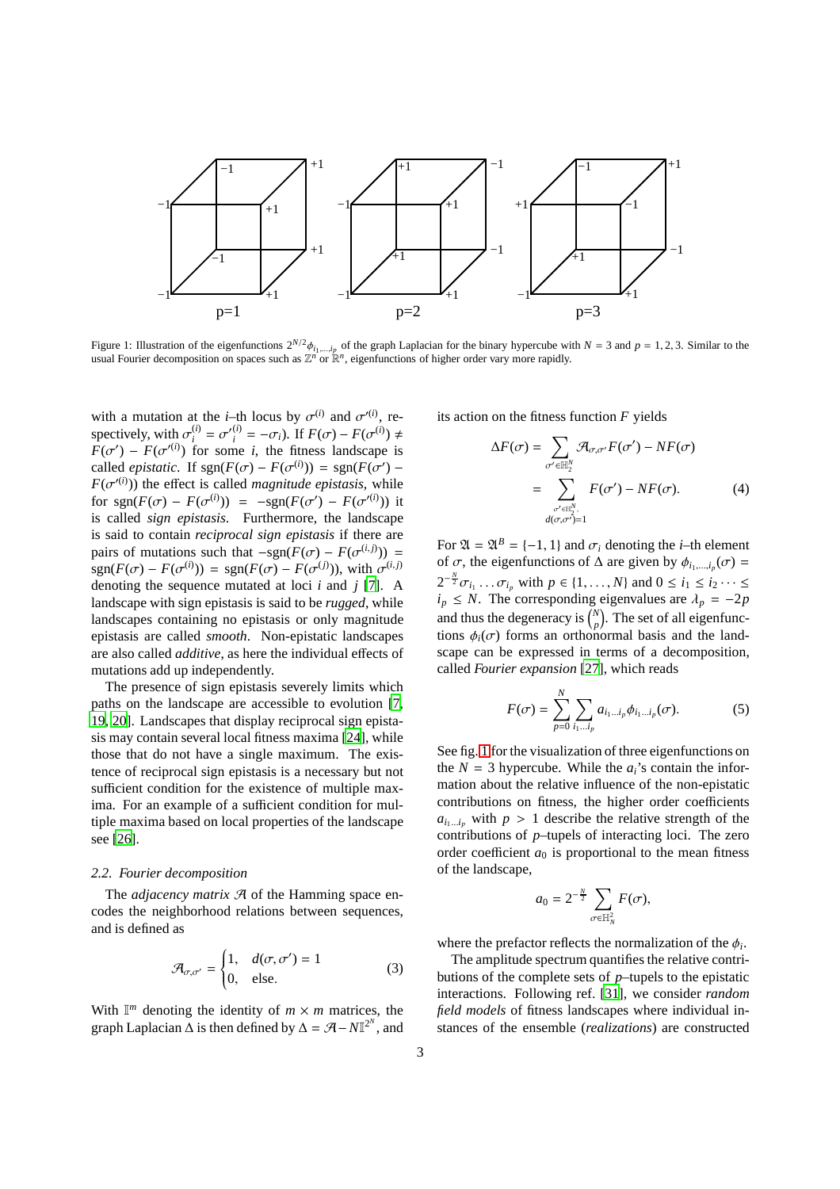Figure 1: Illustration of the eigenfunctions $2^{N/2}\phi_{i_1,\dots,i_p}$ of the graph Laplacian for the binary hypercube with $N = 3$ and $p = 1, 2, 3$. Similar to the usual Fourier decomposition on spaces such as $\mathbb{Z}^n$ or $\mathbb{R}^n$, eigenfunctions of higher order vary more rapidly.

with a mutation at the $i$–th locus by $\sigma^{(i)}$ and $\sigma'^{(i)}$, respectively, with $\sigma_i^{(i)} = \sigma'^{(i)}_i = -\sigma_i$). If $F(\sigma) - F(\sigma^{(i)}) \neq F(\sigma') - F(\sigma'^{(i)})$ for some $i$, the fitness landscape is called *epistatic*. If $\mathrm{sgn}(F(\sigma) - F(\sigma^{(i)})) = \mathrm{sgn}(F(\sigma') - F(\sigma'^{(i)}))$ the effect is called *magnitude epistasis*, while for $\mathrm{sgn}(F(\sigma) - F(\sigma^{(i)})) = -\mathrm{sgn}(F(\sigma') - F(\sigma'^{(i)}))$ it is called *sign epistasis*. Furthermore, the landscape is said to contain *reciprocal sign epistasis* if there are pairs of mutations such that $-\mathrm{sgn}(F(\sigma) - F(\sigma^{(i,j)})) = \mathrm{sgn}(F(\sigma) - F(\sigma^{(i)})) = \mathrm{sgn}(F(\sigma) - F(\sigma^{(j)}))$, with $\sigma^{(i,j)}$ denoting the sequence mutated at loci $i$ and $j$ [7]. A landscape with sign epistasis is said to be *rugged*, while landscapes containing no epistasis or only magnitude epistasis are called *smooth*. Non-epistatic landscapes are also called *additive*, as here the individual effects of mutations add up independently.

The presence of sign epistasis severely limits which paths on the landscape are accessible to evolution [7, 19, 20]. Landscapes that display reciprocal sign epistasis may contain several local fitness maxima [24], while those that do not have a single maximum. The existence of reciprocal sign epistasis is a necessary but not sufficient condition for the existence of multiple maxima. For an example of a sufficient condition for multiple maxima based on local properties of the landscape see [26].

### 2.2. Fourier decomposition

The *adjacency matrix* $\mathcal{A}$ of the Hamming space encodes the neighborhood relations between sequences, and is defined as

$$\mathcal{A}_{\sigma,\sigma'} = \begin{cases} 1, & d(\sigma, \sigma') = 1 \\ 0, & \text{else.} \end{cases} \tag{3}$$

With $\mathbb{I}^m$ denoting the identity of $m \times m$ matrices, the graph Laplacian $\Delta$ is then defined by $\Delta = \mathcal{A} - N\mathbb{I}^{2^N}$, and its action on the fitness function $F$ yields

$$\begin{aligned} \Delta F(\sigma) &= \sum_{\sigma' \in \mathbb{H}_2^N} \mathcal{A}_{\sigma,\sigma'} F(\sigma') - NF(\sigma) \\ &= \sum_{\substack{\sigma' \in \mathbb{H}_2^N, \\ d(\sigma,\sigma')=1}} F(\sigma') - NF(\sigma). \end{aligned} \tag{4}$$

For $\mathfrak{A} = \mathfrak{A}^B = \{-1, 1\}$ and $\sigma_i$ denoting the $i$–th element of $\sigma$, the eigenfunctions of $\Delta$ are given by $\phi_{i_1,\dots,i_p}(\sigma) = 2^{-\frac{N}{2}} \sigma_{i_1} \dots \sigma_{i_p}$ with $p \in \{1, \dots, N\}$ and $0 \leq i_1 \leq i_2 \dots \leq i_p \leq N$. The corresponding eigenvalues are $\lambda_p = -2p$ and thus the degeneracy is $\binom{N}{p}$. The set of all eigenfunctions $\phi_i(\sigma)$ forms an orthonormal basis and the landscape can be expressed in terms of a decomposition, called *Fourier expansion* [27], which reads

$$F(\sigma) = \sum_{p=0}^{N} \sum_{i_1 \dots i_p} a_{i_1 \dots i_p} \phi_{i_1 \dots i_p}(\sigma). \tag{5}$$

See fig. 1 for the visualization of three eigenfunctions on the $N = 3$ hypercube. While the $a_i$'s contain the information about the relative influence of the non-epistatic contributions on fitness, the higher order coefficients $a_{i_1 \dots i_p}$ with $p > 1$ describe the relative strength of the contributions of $p$–tupels of interacting loci. The zero order coefficient $a_0$ is proportional to the mean fitness of the landscape,

$$a_0 = 2^{-\frac{N}{2}} \sum_{\sigma \in \mathbb{H}_N^2} F(\sigma),$$

where the prefactor reflects the normalization of the $\phi_i$.

The amplitude spectrum quantifies the relative contributions of the complete sets of $p$–tupels to the epistatic interactions. Following ref. [31], we consider *random field models* of fitness landscapes where individual instances of the ensemble (*realizations*) are constructed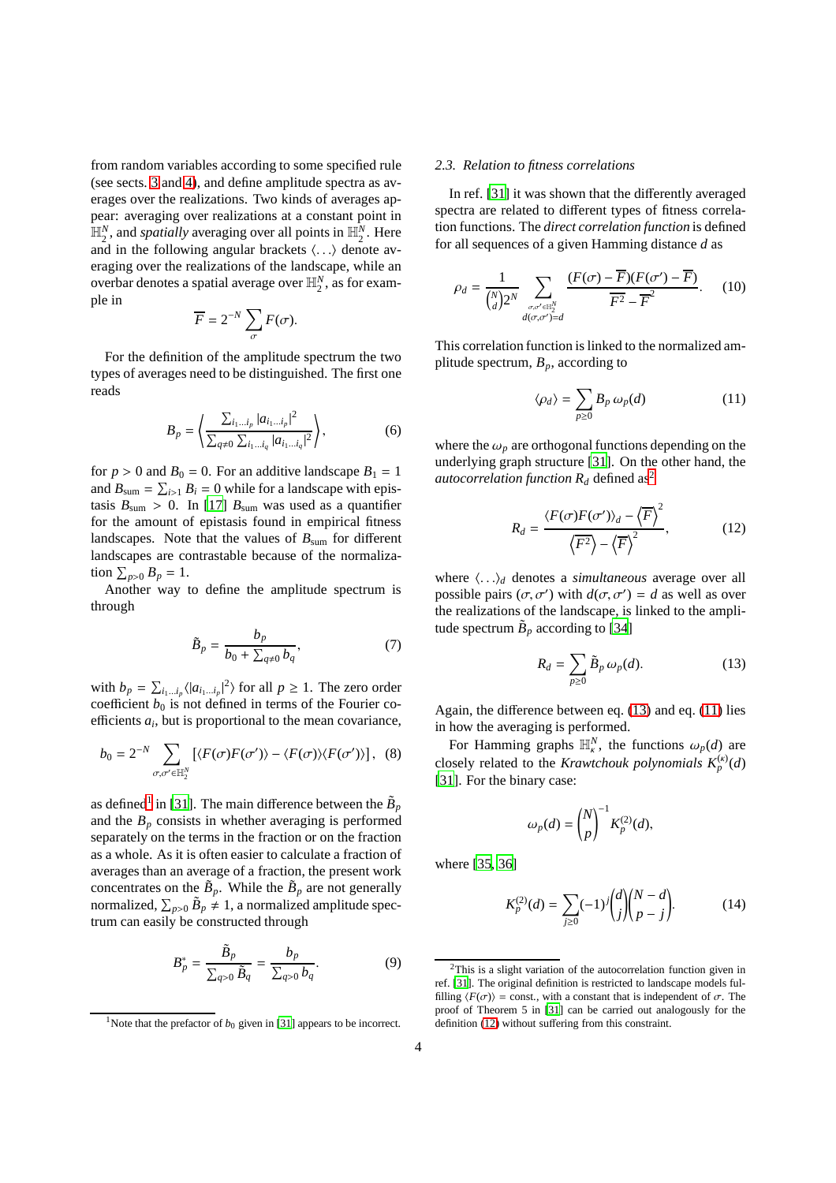from random variables according to some specified rule (see sects. 3 and 4), and define amplitude spectra as averages over the realizations. Two kinds of averages appear: averaging over realizations at a constant point in $\mathbb{H}_2^N$, and *spatially* averaging over all points in $\mathbb{H}_2^N$. Here and in the following angular brackets $\langle \ldots \rangle$ denote averaging over the realizations of the landscape, while an overbar denotes a spatial average over $\mathbb{H}_2^N$, as for example in

$$\overline{F} = 2^{-N} \sum_{\sigma} F(\sigma).$$

For the definition of the amplitude spectrum the two types of averages need to be distinguished. The first one reads

$$B_p = \left\langle \frac{\sum_{i_1 \ldots i_p} |a_{i_1 \ldots i_p}|^2}{\sum_{q \neq 0} \sum_{i_1 \ldots i_q} |a_{i_1 \ldots i_q}|^2} \right\rangle, \tag{6}$$

for $p > 0$ and $B_0 = 0$. For an additive landscape $B_1 = 1$ and $B_{\text{sum}} = \sum_{i>1} B_i = 0$ while for a landscape with epistasis $B_{\text{sum}} > 0$. In [17] $B_{\text{sum}}$ was used as a quantifier for the amount of epistasis found in empirical fitness landscapes. Note that the values of $B_{\text{sum}}$ for different landscapes are contrastable because of the normalization $\sum_{p>0} B_p = 1$.

Another way to define the amplitude spectrum is through

$$\tilde{B}_p = \frac{b_p}{b_0 + \sum_{q \neq 0} b_q}, \tag{7}$$

with $b_p = \sum_{i_1 \ldots i_p} \langle |a_{i_1 \ldots i_p}|^2 \rangle$ for all $p \geq 1$. The zero order coefficient $b_0$ is not defined in terms of the Fourier coefficients $a_i$, but is proportional to the mean covariance,

$$b_0 = 2^{-N} \sum_{\sigma, \sigma' \in \mathbb{H}_2^N} \left[ \langle F(\sigma) F(\sigma') \rangle - \langle F(\sigma) \rangle \langle F(\sigma') \rangle \right], \tag{8}$$

as defined[1] in [31]. The main difference between the $\tilde{B}_p$ and the $B_p$ consists in whether averaging is performed separately on the terms in the fraction or on the fraction as a whole. As it is often easier to calculate a fraction of averages than an average of a fraction, the present work concentrates on the $\tilde{B}_p$. While the $\tilde{B}_p$ are not generally normalized, $\sum_{p>0} \tilde{B}_p \neq 1$, a normalized amplitude spectrum can easily be constructed through

$$B_p^* = \frac{\tilde{B}_p}{\sum_{q>0} \tilde{B}_q} = \frac{b_p}{\sum_{q>0} b_q}. \tag{9}$$

[1] Note that the prefactor of $b_0$ given in [31] appears to be incorrect.

### 2.3. Relation to fitness correlations

In ref. [31] it was shown that the differently averaged spectra are related to different types of fitness correlation functions. The *direct correlation function* is defined for all sequences of a given Hamming distance $d$ as

$$\rho_d = \frac{1}{\binom{N}{d} 2^N} \sum_{\substack{\sigma, \sigma' \in \mathbb{H}_2^N \\ d(\sigma, \sigma') = d}} \frac{(F(\sigma) - \overline{F})(F(\sigma') - \overline{F})}{\overline{F^2} - \overline{F}^2}. \tag{10}$$

This correlation function is linked to the normalized amplitude spectrum, $B_p$, according to

$$\langle \rho_d \rangle = \sum_{p \geq 0} B_p \, \omega_p(d) \tag{11}$$

where the $\omega_p$ are orthogonal functions depending on the underlying graph structure [31]. On the other hand, the *autocorrelation function* $R_d$ defined as[2]

$$R_d = \frac{\langle F(\sigma) F(\sigma') \rangle_d - \left\langle \overline{F} \right\rangle^2}{\left\langle \overline{F^2} \right\rangle - \left\langle \overline{F} \right\rangle^2}, \tag{12}$$

where $\langle \ldots \rangle_d$ denotes a *simultaneous* average over all possible pairs $(\sigma, \sigma')$ with $d(\sigma, \sigma') = d$ as well as over the realizations of the landscape, is linked to the amplitude spectrum $\tilde{B}_p$ according to [34]

$$R_d = \sum_{p \geq 0} \tilde{B}_p \, \omega_p(d). \tag{13}$$

Again, the difference between eq. (13) and eq. (11) lies in how the averaging is performed.

For Hamming graphs $\mathbb{H}_\kappa^N$, the functions $\omega_p(d)$ are closely related to the *Krawtchouk polynomials* $K_p^{(\kappa)}(d)$ [31]. For the binary case:

$$\omega_p(d) = \binom{N}{p}^{-1} K_p^{(2)}(d),$$

where [35, 36]

$$K_p^{(2)}(d) = \sum_{j \geq 0} (-1)^j \binom{d}{j} \binom{N-d}{p-j}. \tag{14}$$

[2] This is a slight variation of the autocorrelation function given in ref. [31]. The original definition is restricted to landscape models fulfilling $\langle F(\sigma) \rangle$ = const., with a constant that is independent of $\sigma$. The proof of Theorem 5 in [31] can be carried out analogously for the definition (12) without suffering from this constraint.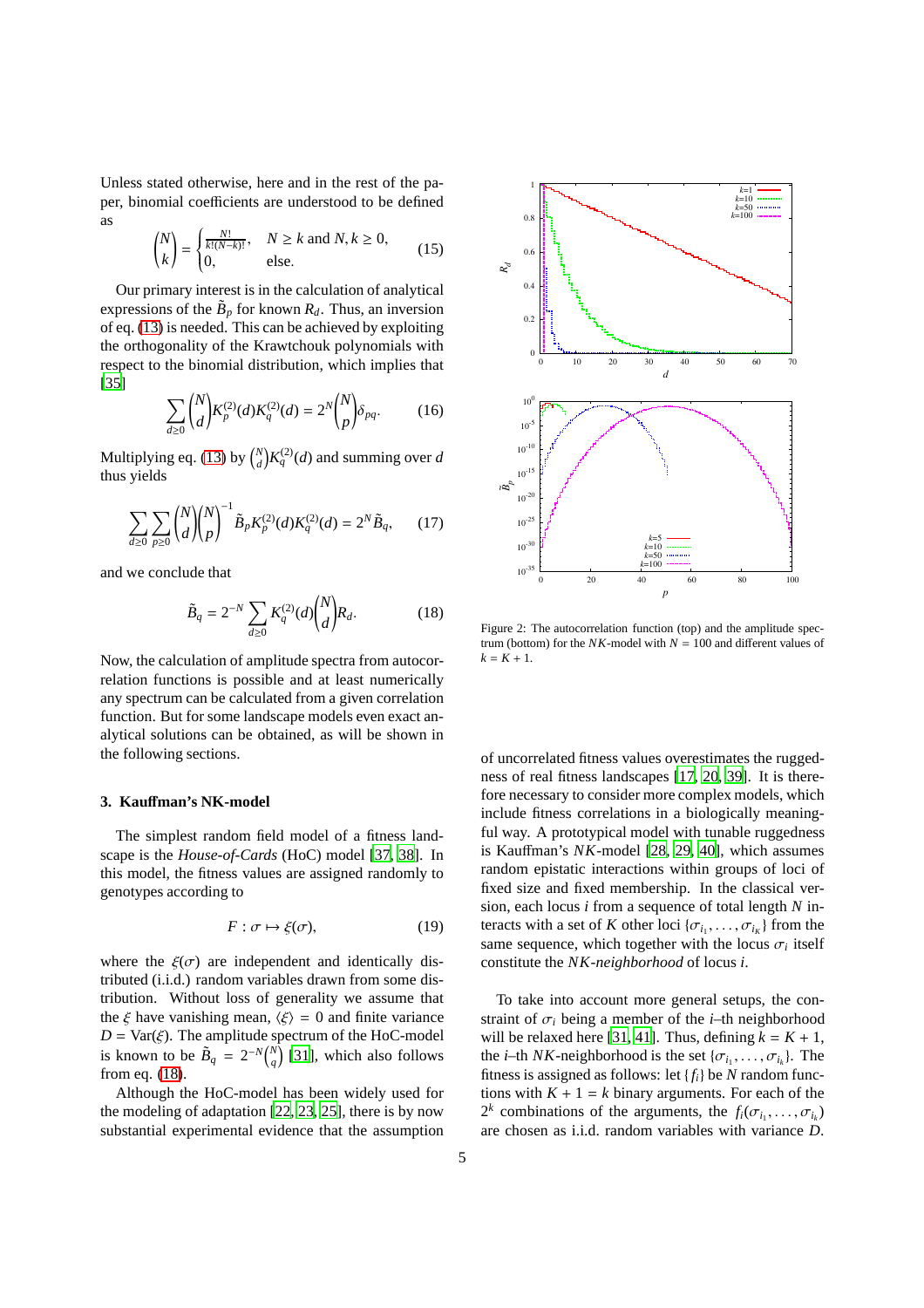Unless stated otherwise, here and in the rest of the paper, binomial coefficients are understood to be defined as

$$\binom{N}{k} = \begin{cases} \frac{N!}{k!(N-k)!}, & N \geq k \text{ and } N, k \geq 0, \\ 0, & \text{else.} \end{cases} \tag{15}$$

Our primary interest is in the calculation of analytical expressions of the $\tilde{B}_p$ for known $R_d$. Thus, an inversion of eq. (13) is needed. This can be achieved by exploiting the orthogonality of the Krawtchouk polynomials with respect to the binomial distribution, which implies that [35]

$$\sum_{d\geq 0} \binom{N}{d} K_p^{(2)}(d) K_q^{(2)}(d) = 2^N \binom{N}{p} \delta_{pq}. \tag{16}$$

Multiplying eq. (13) by $\binom{N}{d} K_q^{(2)}(d)$ and summing over $d$ thus yields

$$\sum_{d\geq 0} \sum_{p\geq 0} \binom{N}{d} \binom{N}{p}^{-1} \tilde{B}_p K_p^{(2)}(d) K_q^{(2)}(d) = 2^N \tilde{B}_q, \tag{17}$$

and we conclude that

$$\tilde{B}_q = 2^{-N} \sum_{d\geq 0} K_q^{(2)}(d) \binom{N}{d} R_d. \tag{18}$$

Now, the calculation of amplitude spectra from autocorrelation functions is possible and at least numerically any spectrum can be calculated from a given correlation function. But for some landscape models even exact analytical solutions can be obtained, as will be shown in the following sections.

## 3. Kauffman's NK-model

The simplest random field model of a fitness landscape is the *House-of-Cards* (HoC) model [37, 38]. In this model, the fitness values are assigned randomly to genotypes according to

$$F : \sigma \mapsto \xi(\sigma), \tag{19}$$

where the $\xi(\sigma)$ are independent and identically distributed (i.i.d.) random variables drawn from some distribution. Without loss of generality we assume that the $\xi$ have vanishing mean, $\langle \xi \rangle = 0$ and finite variance $D = \mathrm{Var}(\xi)$. The amplitude spectrum of the HoC-model is known to be $\tilde{B}_q = 2^{-N}\binom{N}{q}$ [31], which also follows from eq. (18).

Although the HoC-model has been widely used for the modeling of adaptation [22, 23, 25], there is by now substantial experimental evidence that the assumption of uncorrelated fitness values overestimates the ruggedness of real fitness landscapes [17, 20, 39]. It is therefore necessary to consider more complex models, which include fitness correlations in a biologically meaningful way. A prototypical model with tunable ruggedness is Kauffman's *NK*-model [28, 29, 40], which assumes random epistatic interactions within groups of loci of fixed size and fixed membership. In the classical version, each locus $i$ from a sequence of total length $N$ interacts with a set of $K$ other loci $\{\sigma_{i_1}, \ldots, \sigma_{i_K}\}$ from the same sequence, which together with the locus $\sigma_i$ itself constitute the *NK-neighborhood* of locus $i$.

Figure 2: The autocorrelation function (top) and the amplitude spectrum (bottom) for the $NK$-model with $N = 100$ and different values of $k = K + 1$.

To take into account more general setups, the constraint of $\sigma_i$ being a member of the $i$–th neighborhood will be relaxed here [31, 41]. Thus, defining $k = K + 1$, the $i$–th $NK$-neighborhood is the set $\{\sigma_{i_1}, \ldots, \sigma_{i_k}\}$. The fitness is assigned as follows: let $\{f_i\}$ be $N$ random functions with $K + 1 = k$ binary arguments. For each of the $2^k$ combinations of the arguments, the $f_i(\sigma_{i_1}, \ldots, \sigma_{i_k})$ are chosen as i.i.d. random variables with variance $D$.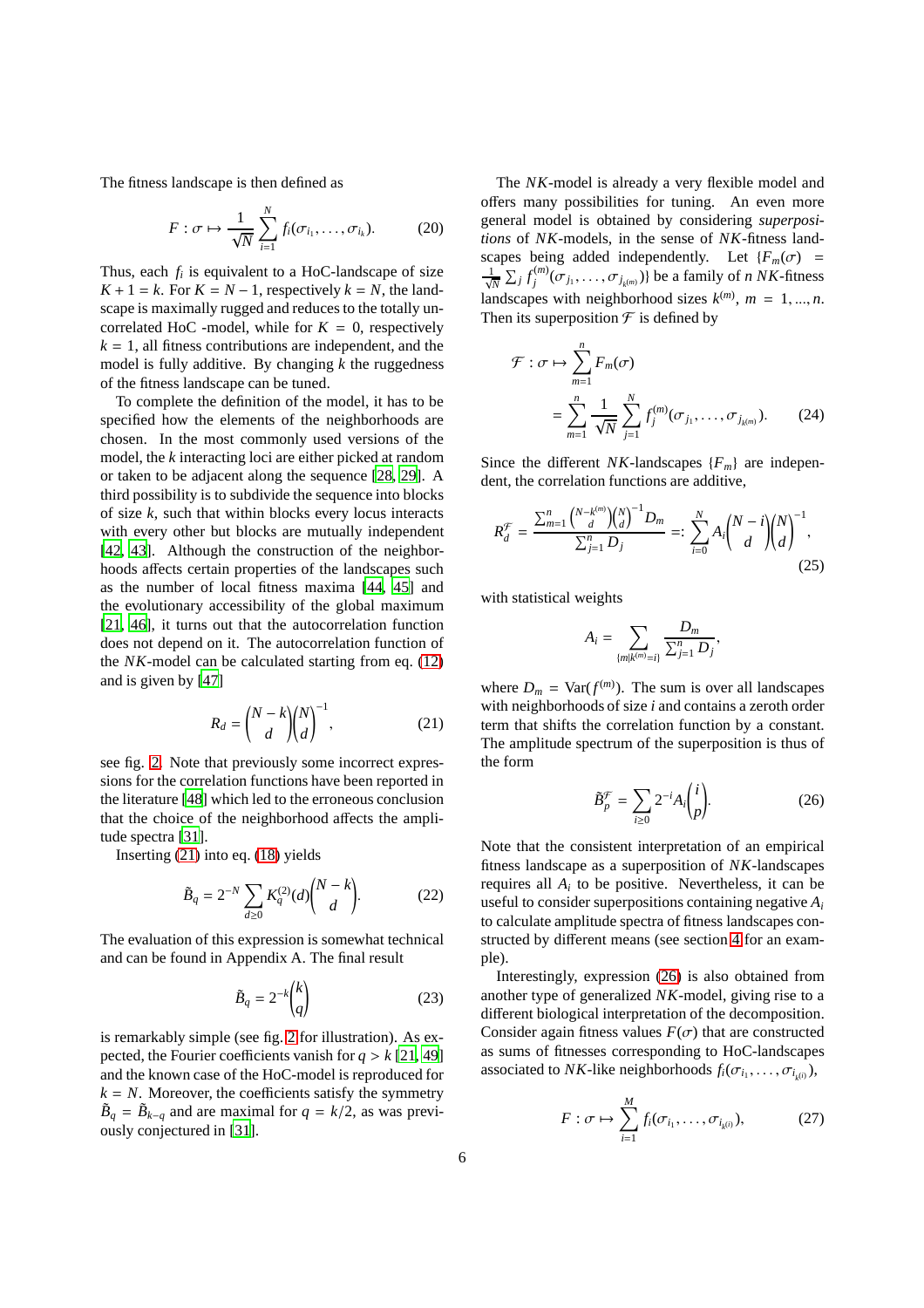The fitness landscape is then defined as

$$F : \sigma \mapsto \frac{1}{\sqrt{N}} \sum_{i=1}^{N} f_i(\sigma_{i_1}, \ldots, \sigma_{i_k}). \tag{20}$$

Thus, each $f_i$ is equivalent to a HoC-landscape of size $K+1 = k$. For $K = N-1$, respectively $k = N$, the landscape is maximally rugged and reduces to the totally uncorrelated HoC -model, while for $K = 0$, respectively $k = 1$, all fitness contributions are independent, and the model is fully additive. By changing $k$ the ruggedness of the fitness landscape can be tuned.

To complete the definition of the model, it has to be specified how the elements of the neighborhoods are chosen. In the most commonly used versions of the model, the $k$ interacting loci are either picked at random or taken to be adjacent along the sequence [28, 29]. A third possibility is to subdivide the sequence into blocks of size $k$, such that within blocks every locus interacts with every other but blocks are mutually independent [42, 43]. Although the construction of the neighborhoods affects certain properties of the landscapes such as the number of local fitness maxima [44, 45] and the evolutionary accessibility of the global maximum [21, 46], it turns out that the autocorrelation function does not depend on it. The autocorrelation function of the $NK$-model can be calculated starting from eq. (12) and is given by [47]

$$R_d = \binom{N-k}{d}\binom{N}{d}^{-1}, \tag{21}$$

see fig. 2. Note that previously some incorrect expressions for the correlation functions have been reported in the literature [48] which led to the erroneous conclusion that the choice of the neighborhood affects the amplitude spectra [31].

Inserting (21) into eq. (18) yields

$$\tilde{B}_q = 2^{-N} \sum_{d \geq 0} K_q^{(2)}(d) \binom{N-k}{d}. \tag{22}$$

The evaluation of this expression is somewhat technical and can be found in Appendix A. The final result

$$\tilde{B}_q = 2^{-k} \binom{k}{q} \tag{23}$$

is remarkably simple (see fig. 2 for illustration). As expected, the Fourier coefficients vanish for $q > k$ [21, 49] and the known case of the HoC-model is reproduced for $k = N$. Moreover, the coefficients satisfy the symmetry $\tilde{B}_q = \tilde{B}_{k-q}$ and are maximal for $q = k/2$, as was previously conjectured in [31].

The $NK$-model is already a very flexible model and offers many possibilities for tuning. An even more general model is obtained by considering *superpositions* of $NK$-models, in the sense of $NK$-fitness landscapes being added independently. Let $\{F_m(\sigma) = \frac{1}{\sqrt{N}} \sum_j f_j^{(m)}(\sigma_{j_1}, \ldots, \sigma_{j_{k^{(m)}}})\}$ be a family of $n$ $NK$-fitness landscapes with neighborhood sizes $k^{(m)}$, $m = 1, ..., n$. Then its superposition $\mathcal{F}$ is defined by

$$\begin{aligned} \mathcal{F} : \sigma \mapsto & \sum_{m=1}^{n} F_m(\sigma) \\ & = \sum_{m=1}^{n} \frac{1}{\sqrt{N}} \sum_{j=1}^{N} f_j^{(m)}(\sigma_{j_1}, \ldots, \sigma_{j_{k^{(m)}}}). \end{aligned} \tag{24}$$

Since the different $NK$-landscapes $\{F_m\}$ are independent, the correlation functions are additive,

$$R_d^{\mathcal{F}} = \frac{\sum_{m=1}^{n} \binom{N-k^{(m)}}{d}\binom{N}{d}^{-1} D_m}{\sum_{j=1}^{n} D_j} =: \sum_{i=0}^{N} A_i \binom{N-i}{d}\binom{N}{d}^{-1}, \tag{25}$$

with statistical weights

$$A_i = \sum_{\{m | k^{(m)} = i\}} \frac{D_m}{\sum_{j=1}^{n} D_j},$$

where $D_m = \mathrm{Var}(f^{(m)})$. The sum is over all landscapes with neighborhoods of size $i$ and contains a zeroth order term that shifts the correlation function by a constant. The amplitude spectrum of the superposition is thus of the form

$$\tilde{B}_p^{\mathcal{F}} = \sum_{i \geq 0} 2^{-i} A_i \binom{i}{p}. \tag{26}$$

Note that the consistent interpretation of an empirical fitness landscape as a superposition of $NK$-landscapes requires all $A_i$ to be positive. Nevertheless, it can be useful to consider superpositions containing negative $A_i$ to calculate amplitude spectra of fitness landscapes constructed by different means (see section 4 for an example).

Interestingly, expression (26) is also obtained from another type of generalized $NK$-model, giving rise to a different biological interpretation of the decomposition. Consider again fitness values $F(\sigma)$ that are constructed as sums of fitnesses corresponding to HoC-landscapes associated to $NK$-like neighborhoods $f_i(\sigma_{i_1}, \ldots, \sigma_{i_{k(i)}})$,

$$F : \sigma \mapsto \sum_{i=1}^{M} f_i(\sigma_{i_1}, \ldots, \sigma_{i_{k(i)}}), \tag{27}$$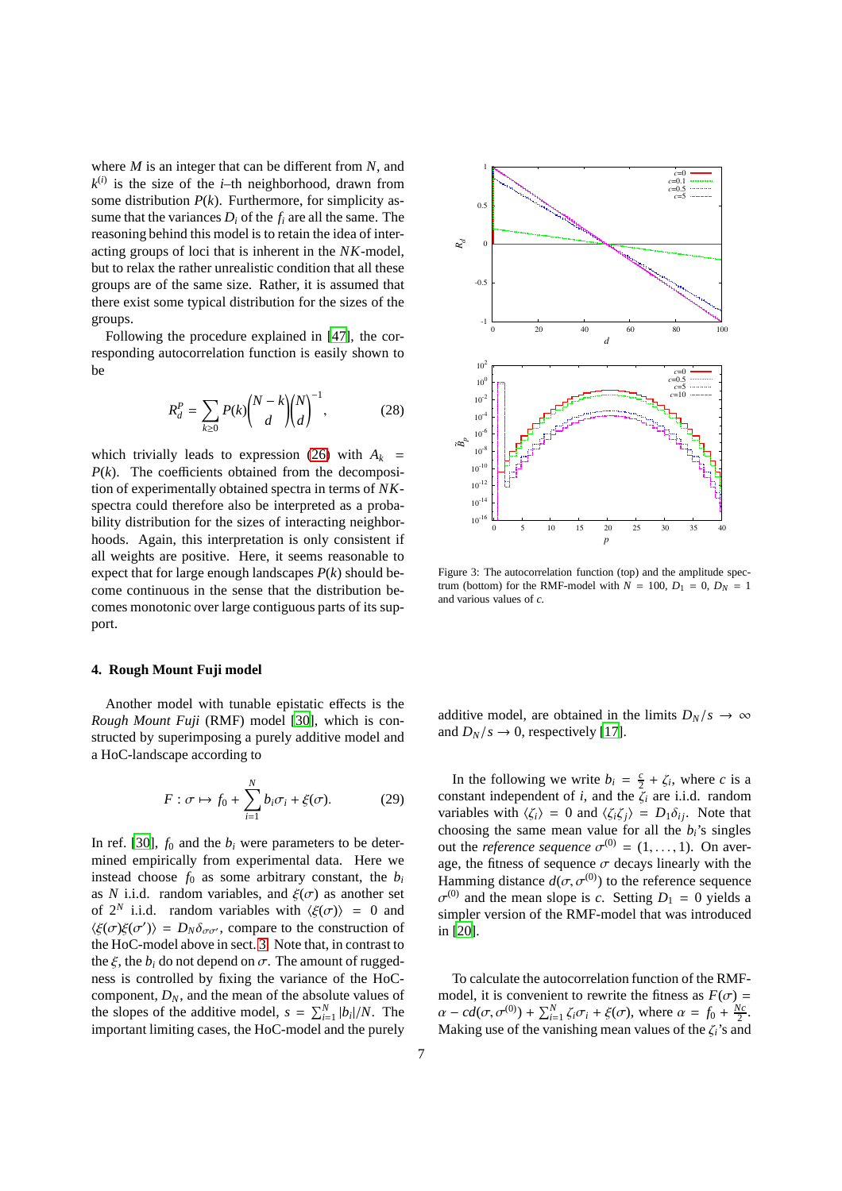where $M$ is an integer that can be different from $N$, and $k^{(i)}$ is the size of the $i$–th neighborhood, drawn from some distribution $P(k)$. Furthermore, for simplicity assume that the variances $D_i$ of the $f_i$ are all the same. The reasoning behind this model is to retain the idea of interacting groups of loci that is inherent in the *NK*-model, but to relax the rather unrealistic condition that all these groups are of the same size. Rather, it is assumed that there exist some typical distribution for the sizes of the groups.

Following the procedure explained in [47], the corresponding autocorrelation function is easily shown to be

$$R_d^P = \sum_{k\geq 0} P(k) \binom{N-k}{d} \binom{N}{d}^{-1}, \tag{28}$$

which trivially leads to expression (26) with $A_k = P(k)$. The coefficients obtained from the decomposition of experimentally obtained spectra in terms of *NK*-spectra could therefore also be interpreted as a probability distribution for the sizes of interacting neighborhoods. Again, this interpretation is only consistent if all weights are positive. Here, it seems reasonable to expect that for large enough landscapes $P(k)$ should become continuous in the sense that the distribution becomes monotonic over large contiguous parts of its support.

## 4. Rough Mount Fuji model

Another model with tunable epistatic effects is the *Rough Mount Fuji* (RMF) model [30], which is constructed by superimposing a purely additive model and a HoC-landscape according to

$$F : \sigma \mapsto f_0 + \sum_{i=1}^{N} b_i \sigma_i + \xi(\sigma). \tag{29}$$

In ref. [30], $f_0$ and the $b_i$ were parameters to be determined empirically from experimental data. Here we instead choose $f_0$ as some arbitrary constant, the $b_i$ as $N$ i.i.d. random variables, and $\xi(\sigma)$ as another set of $2^N$ i.i.d. random variables with $\langle \xi(\sigma) \rangle = 0$ and $\langle \xi(\sigma)\xi(\sigma') \rangle = D_N \delta_{\sigma\sigma'}$, compare to the construction of the HoC-model above in sect. 3. Note that, in contrast to the $\xi$, the $b_i$ do not depend on $\sigma$. The amount of ruggedness is controlled by fixing the variance of the HoC-component, $D_N$, and the mean of the absolute values of the slopes of the additive model, $s = \sum_{i=1}^{N} |b_i|/N$. The important limiting cases, the HoC-model and the purely additive model, are obtained in the limits $D_N/s \to \infty$ and $D_N/s \to 0$, respectively [17].

Figure 3: The autocorrelation function (top) and the amplitude spectrum (bottom) for the RMF-model with $N = 100$, $D_1 = 0$, $D_N = 1$ and various values of $c$.

In the following we write $b_i = \frac{c}{2} + \zeta_i$, where $c$ is a constant independent of $i$, and the $\zeta_i$ are i.i.d. random variables with $\langle \zeta_i \rangle = 0$ and $\langle \zeta_i \zeta_j \rangle = D_1 \delta_{ij}$. Note that choosing the same mean value for all the $b_i$'s singles out the *reference sequence* $\sigma^{(0)} = (1, \ldots, 1)$. On average, the fitness of sequence $\sigma$ decays linearly with the Hamming distance $d(\sigma, \sigma^{(0)})$ to the reference sequence $\sigma^{(0)}$ and the mean slope is $c$. Setting $D_1 = 0$ yields a simpler version of the RMF-model that was introduced in [20].

To calculate the autocorrelation function of the RMF-model, it is convenient to rewrite the fitness as $F(\sigma) = \alpha - c d(\sigma, \sigma^{(0)}) + \sum_{i=1}^{N} \zeta_i \sigma_i + \xi(\sigma)$, where $\alpha = f_0 + \frac{Nc}{2}$. Making use of the vanishing mean values of the $\zeta_i$'s and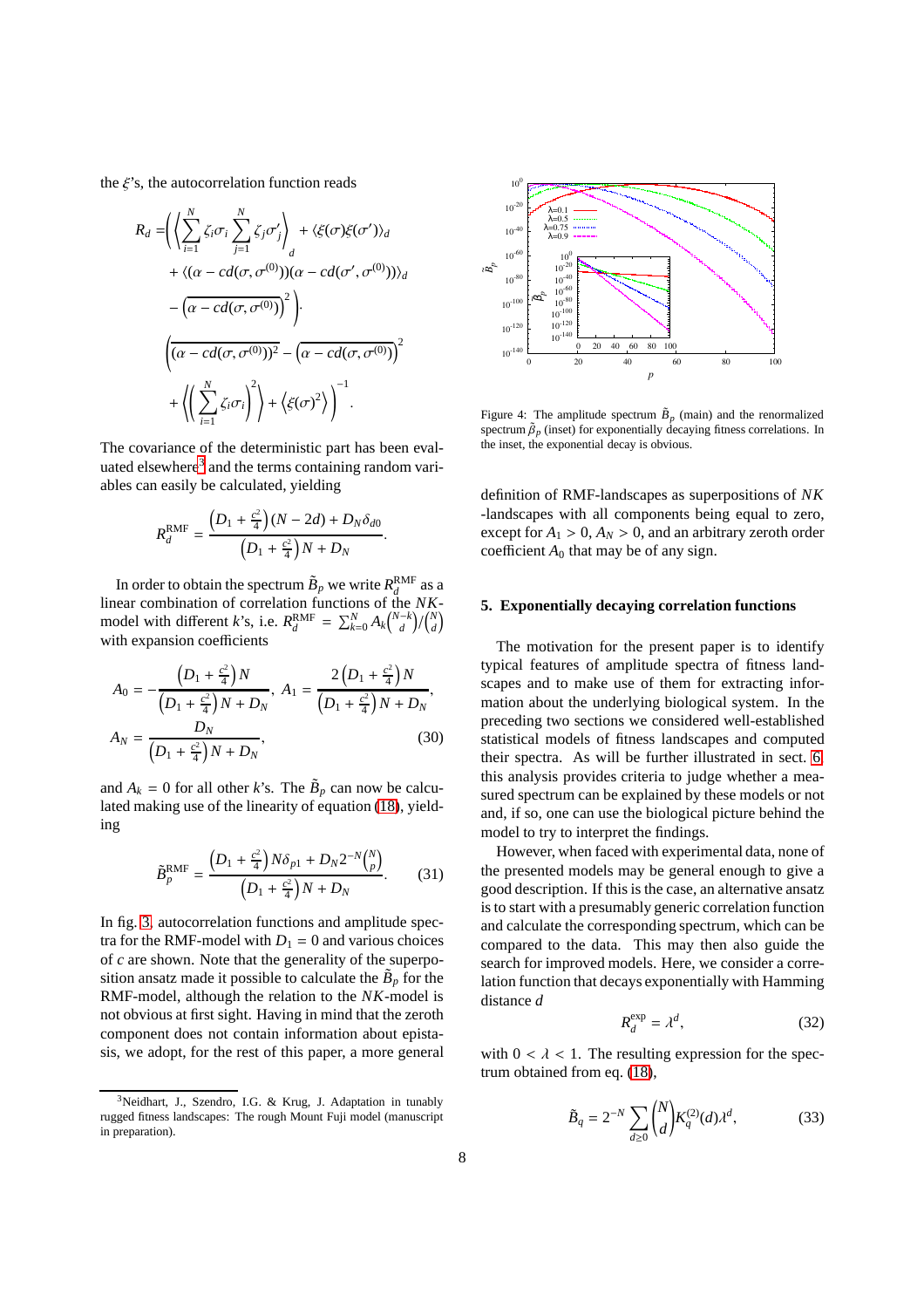the $\xi$'s, the autocorrelation function reads

$$R_d = \Bigg( \left\langle \sum_{i=1}^{N} \zeta_i \sigma_i \sum_{j=1}^{N} \zeta_j \sigma'_j \right\rangle_d + \langle \xi(\sigma)\xi(\sigma') \rangle_d + \langle (\alpha - cd(\sigma, \sigma^{(0)}))(\alpha - cd(\sigma', \sigma^{(0)})) \rangle_d - \left( \overline{\alpha - cd(\sigma, \sigma^{(0)})} \right)^2 \Bigg) \cdot \Bigg( \overline{(\alpha - cd(\sigma, \sigma^{(0)}))^2} - \left( \overline{\alpha - cd(\sigma, \sigma^{(0)})} \right)^2 + \left\langle \left( \sum_{i=1}^{N} \zeta_i \sigma_i \right)^2 \right\rangle + \left\langle \xi(\sigma)^2 \right\rangle \Bigg)^{-1}.$$

The covariance of the deterministic part has been evaluated elsewhere[3] and the terms containing random variables can easily be calculated, yielding

$$R_d^{\mathrm{RMF}} = \frac{\left(D_1 + \frac{c^2}{4}\right)(N - 2d) + D_N \delta_{d0}}{\left(D_1 + \frac{c^2}{4}\right)N + D_N}.$$

In order to obtain the spectrum $\tilde{B}_p$ we write $R_d^{\mathrm{RMF}}$ as a linear combination of correlation functions of the $NK$-model with different $k$'s, i.e. $R_d^{\mathrm{RMF}} = \sum_{k=0}^{N} A_k \binom{N-k}{d} / \binom{N}{d}$ with expansion coefficients

$$A_0 = -\frac{\left(D_1 + \frac{c^2}{4}\right)N}{\left(D_1 + \frac{c^2}{4}\right)N + D_N}, \; A_1 = \frac{2\left(D_1 + \frac{c^2}{4}\right)N}{\left(D_1 + \frac{c^2}{4}\right)N + D_N}, \; A_N = \frac{D_N}{\left(D_1 + \frac{c^2}{4}\right)N + D_N}, \tag{30}$$

and $A_k = 0$ for all other $k$'s. The $\tilde{B}_p$ can now be calculated making use of the linearity of equation (18), yielding

$$\tilde{B}_p^{\mathrm{RMF}} = \frac{\left(D_1 + \frac{c^2}{4}\right)N\delta_{p1} + D_N 2^{-N}\binom{N}{p}}{\left(D_1 + \frac{c^2}{4}\right)N + D_N}. \tag{31}$$

In fig. 3, autocorrelation functions and amplitude spectra for the RMF-model with $D_1 = 0$ and various choices of $c$ are shown. Note that the generality of the superposition ansatz made it possible to calculate the $\tilde{B}_p$ for the RMF-model, although the relation to the $NK$-model is not obvious at first sight. Having in mind that the zeroth component does not contain information about epistasis, we adopt, for the rest of this paper, a more general definition of RMF-landscapes as superpositions of $NK$-landscapes with all components being equal to zero, except for $A_1 > 0$, $A_N > 0$, and an arbitrary zeroth order coefficient $A_0$ that may be of any sign.

Figure 4: The amplitude spectrum $\tilde{B}_p$ (main) and the renormalized spectrum $\tilde{\beta}_p$ (inset) for exponentially decaying fitness correlations. In the inset, the exponential decay is obvious.

## 5. Exponentially decaying correlation functions

The motivation for the present paper is to identify typical features of amplitude spectra of fitness landscapes and to make use of them for extracting information about the underlying biological system. In the preceding two sections we considered well-established statistical models of fitness landscapes and computed their spectra. As will be further illustrated in sect. 6, this analysis provides criteria to judge whether a measured spectrum can be explained by these models or not and, if so, one can use the biological picture behind the model to try to interpret the findings.

However, when faced with experimental data, none of the presented models may be general enough to give a good description. If this is the case, an alternative ansatz is to start with a presumably generic correlation function and calculate the corresponding spectrum, which can be compared to the data. This may then also guide the search for improved models. Here, we consider a correlation function that decays exponentially with Hamming distance $d$

$$R_d^{\mathrm{exp}} = \lambda^d, \tag{32}$$

with $0 < \lambda < 1$. The resulting expression for the spectrum obtained from eq. (18),

$$\tilde{B}_q = 2^{-N} \sum_{d \geq 0} \binom{N}{d} K_q^{(2)}(d) \lambda^d, \tag{33}$$

[3] Neidhart, J., Szendro, I.G. & Krug, J. Adaptation in tunably rugged fitness landscapes: The rough Mount Fuji model (manuscript in preparation).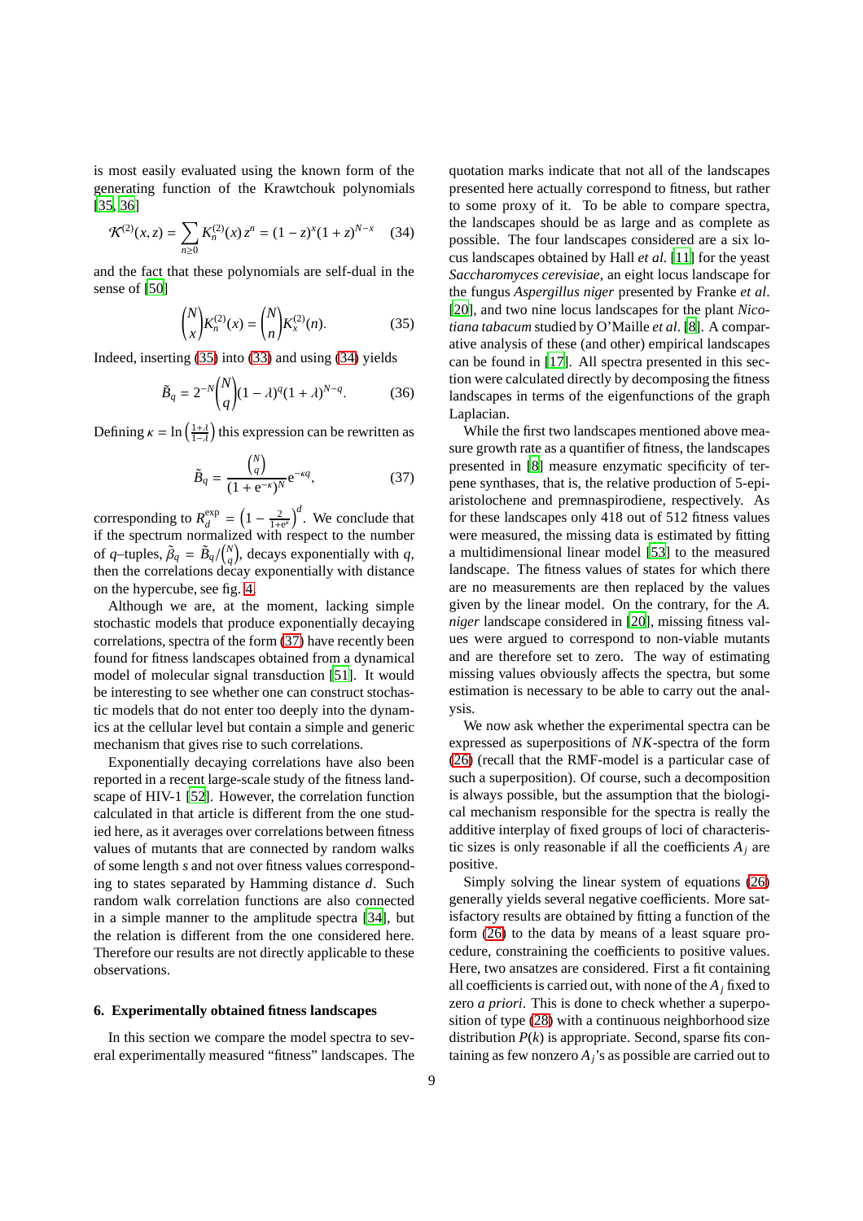is most easily evaluated using the known form of the generating function of the Krawtchouk polynomials [35, 36]

$$\mathcal{K}^{(2)}(x, z) = \sum_{n \geq 0} K_n^{(2)}(x) z^n = (1 - z)^x (1 + z)^{N-x} \quad (34)$$

and the fact that these polynomials are self-dual in the sense of [50]

$$\binom{N}{x} K_n^{(2)}(x) = \binom{N}{n} K_x^{(2)}(n). \quad (35)$$

Indeed, inserting (35) into (33) and using (34) yields

$$\tilde{B}_q = 2^{-N} \binom{N}{q} (1 - \lambda)^q (1 + \lambda)^{N-q}. \quad (36)$$

Defining $\kappa = \ln\left(\frac{1+\lambda}{1-\lambda}\right)$ this expression can be rewritten as

$$\tilde{B}_q = \frac{\binom{N}{q}}{(1 + \mathrm{e}^{-\kappa})^N} \mathrm{e}^{-\kappa q}, \quad (37)$$

corresponding to $R_d^{\exp} = \left(1 - \frac{2}{1+\mathrm{e}^{\kappa}}\right)^d$. We conclude that if the spectrum normalized with respect to the number of $q$–tuples, $\tilde{\beta}_q = \tilde{B}_q / \binom{N}{q}$, decays exponentially with $q$, then the correlations decay exponentially with distance on the hypercube, see fig. 4.

Although we are, at the moment, lacking simple stochastic models that produce exponentially decaying correlations, spectra of the form (37) have recently been found for fitness landscapes obtained from a dynamical model of molecular signal transduction [51]. It would be interesting to see whether one can construct stochastic models that do not enter too deeply into the dynamics at the cellular level but contain a simple and generic mechanism that gives rise to such correlations.

Exponentially decaying correlations have also been reported in a recent large-scale study of the fitness landscape of HIV-1 [52]. However, the correlation function calculated in that article is different from the one studied here, as it averages over correlations between fitness values of mutants that are connected by random walks of some length $s$ and not over fitness values corresponding to states separated by Hamming distance $d$. Such random walk correlation functions are also connected in a simple manner to the amplitude spectra [34], but the relation is different from the one considered here. Therefore our results are not directly applicable to these observations.

## 6. Experimentally obtained fitness landscapes

In this section we compare the model spectra to several experimentally measured "fitness" landscapes. The quotation marks indicate that not all of the landscapes presented here actually correspond to fitness, but rather to some proxy of it. To be able to compare spectra, the landscapes should be as large and as complete as possible. The four landscapes considered are a six locus landscapes obtained by Hall *et al.* [11] for the yeast *Saccharomyces cerevisiae*, an eight locus landscape for the fungus *Aspergillus niger* presented by Franke *et al.* [20], and two nine locus landscapes for the plant *Nicotiana tabacum* studied by O'Maille *et al.* [8]. A comparative analysis of these (and other) empirical landscapes can be found in [17]. All spectra presented in this section were calculated directly by decomposing the fitness landscapes in terms of the eigenfunctions of the graph Laplacian.

While the first two landscapes mentioned above measure growth rate as a quantifier of fitness, the landscapes presented in [8] measure enzymatic specificity of terpene synthases, that is, the relative production of 5-epi-aristolochene and premnaspirodiene, respectively. As for these landscapes only 418 out of 512 fitness values were measured, the missing data is estimated by fitting a multidimensional linear model [53] to the measured landscape. The fitness values of states for which there are no measurements are then replaced by the values given by the linear model. On the contrary, for the *A. niger* landscape considered in [20], missing fitness values were argued to correspond to non-viable mutants and are therefore set to zero. The way of estimating missing values obviously affects the spectra, but some estimation is necessary to be able to carry out the analysis.

We now ask whether the experimental spectra can be expressed as superpositions of *NK*-spectra of the form (26) (recall that the RMF-model is a particular case of such a superposition). Of course, such a decomposition is always possible, but the assumption that the biological mechanism responsible for the spectra is really the additive interplay of fixed groups of loci of characteristic sizes is only reasonable if all the coefficients $A_j$ are positive.

Simply solving the linear system of equations (26) generally yields several negative coefficients. More satisfactory results are obtained by fitting a function of the form (26) to the data by means of a least square procedure, constraining the coefficients to positive values. Here, two ansatzes are considered. First a fit containing all coefficients is carried out, with none of the $A_j$ fixed to zero *a priori*. This is done to check whether a superposition of type (28) with a continuous neighborhood size distribution $P(k)$ is appropriate. Second, sparse fits containing as few nonzero $A_j$'s as possible are carried out to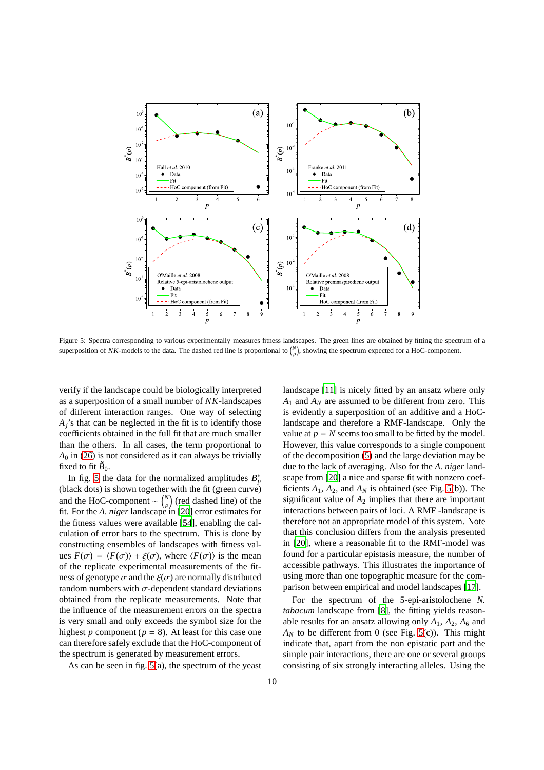Figure 5: Spectra corresponding to various experimentally measures fitness landscapes. The green lines are obtained by fitting the spectrum of a superposition of $NK$-models to the data. The dashed red line is proportional to $\binom{N}{p}$, showing the spectrum expected for a HoC-component.

verify if the landscape could be biologically interpreted as a superposition of a small number of $NK$-landscapes of different interaction ranges. One way of selecting $A_j$'s that can be neglected in the fit is to identify those coefficients obtained in the full fit that are much smaller than the others. In all cases, the term proportional to $A_0$ in (26) is not considered as it can always be trivially fixed to fit $\tilde{B}_0$.

In fig. 5 the data for the normalized amplitudes $B_p^*$ (black dots) is shown together with the fit (green curve) and the HoC-component $\sim \binom{N}{p}$ (red dashed line) of the fit. For the *A. niger* landscape in [20] error estimates for the fitness values were available [54], enabling the calculation of error bars to the spectrum. This is done by constructing ensembles of landscapes with fitness values $F(\sigma) = \langle F(\sigma)\rangle + \xi(\sigma)$, where $\langle F(\sigma)\rangle$ is the mean of the replicate experimental measurements of the fitness of genotype $\sigma$ and the $\xi(\sigma)$ are normally distributed random numbers with $\sigma$-dependent standard deviations obtained from the replicate measurements. Note that the influence of the measurement errors on the spectra is very small and only exceeds the symbol size for the highest $p$ component ($p = 8$). At least for this case one can therefore safely exclude that the HoC-component of the spectrum is generated by measurement errors.

As can be seen in fig. 5(a), the spectrum of the yeast landscape [11] is nicely fitted by an ansatz where only $A_1$ and $A_N$ are assumed to be different from zero. This is evidently a superposition of an additive and a HoC-landscape and therefore a RMF-landscape. Only the value at $p = N$ seems too small to be fitted by the model. However, this value corresponds to a single component of the decomposition (5) and the large deviation may be due to the lack of averaging. Also for the *A. niger* landscape from [20] a nice and sparse fit with nonzero coefficients $A_1$, $A_2$, and $A_N$ is obtained (see Fig. 5(b)). The significant value of $A_2$ implies that there are important interactions between pairs of loci. A RMF -landscape is therefore not an appropriate model of this system. Note that this conclusion differs from the analysis presented in [20], where a reasonable fit to the RMF-model was found for a particular epistasis measure, the number of accessible pathways. This illustrates the importance of using more than one topographic measure for the comparison between empirical and model landscapes [17].

For the spectrum of the 5-epi-aristolochene *N. tabacum* landscape from [8], the fitting yields reasonable results for an ansatz allowing only $A_1$, $A_2$, $A_6$ and $A_N$ to be different from 0 (see Fig. 5(c)). This might indicate that, apart from the non epistatic part and the simple pair interactions, there are one or several groups consisting of six strongly interacting alleles. Using the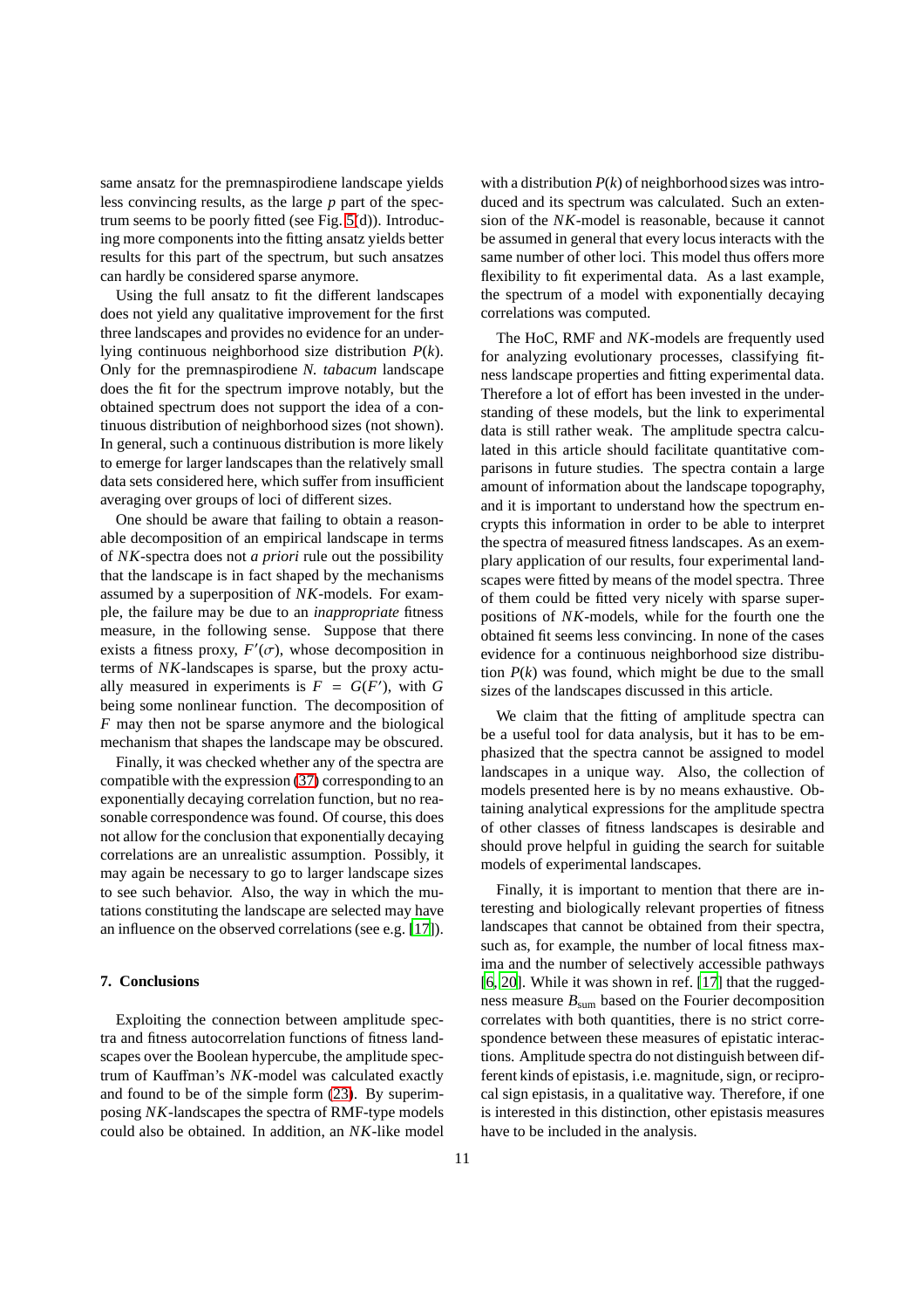same ansatz for the premnaspirodiene landscape yields less convincing results, as the large $p$ part of the spectrum seems to be poorly fitted (see Fig. 5(d)). Introducing more components into the fitting ansatz yields better results for this part of the spectrum, but such ansatzes can hardly be considered sparse anymore.

Using the full ansatz to fit the different landscapes does not yield any qualitative improvement for the first three landscapes and provides no evidence for an underlying continuous neighborhood size distribution $P(k)$. Only for the premnaspirodiene *N. tabacum* landscape does the fit for the spectrum improve notably, but the obtained spectrum does not support the idea of a continuous distribution of neighborhood sizes (not shown). In general, such a continuous distribution is more likely to emerge for larger landscapes than the relatively small data sets considered here, which suffer from insufficient averaging over groups of loci of different sizes.

One should be aware that failing to obtain a reasonable decomposition of an empirical landscape in terms of *NK*-spectra does not *a priori* rule out the possibility that the landscape is in fact shaped by the mechanisms assumed by a superposition of *NK*-models. For example, the failure may be due to an *inappropriate* fitness measure, in the following sense. Suppose that there exists a fitness proxy, $F'(\sigma)$, whose decomposition in terms of *NK*-landscapes is sparse, but the proxy actually measured in experiments is $F = G(F')$, with $G$ being some nonlinear function. The decomposition of $F$ may then not be sparse anymore and the biological mechanism that shapes the landscape may be obscured.

Finally, it was checked whether any of the spectra are compatible with the expression (37) corresponding to an exponentially decaying correlation function, but no reasonable correspondence was found. Of course, this does not allow for the conclusion that exponentially decaying correlations are an unrealistic assumption. Possibly, it may again be necessary to go to larger landscape sizes to see such behavior. Also, the way in which the mutations constituting the landscape are selected may have an influence on the observed correlations (see e.g. [17]).

## 7. Conclusions

Exploiting the connection between amplitude spectra and fitness autocorrelation functions of fitness landscapes over the Boolean hypercube, the amplitude spectrum of Kauffman's *NK*-model was calculated exactly and found to be of the simple form (23). By superimposing *NK*-landscapes the spectra of RMF-type models could also be obtained. In addition, an *NK*-like model with a distribution $P(k)$ of neighborhood sizes was introduced and its spectrum was calculated. Such an extension of the *NK*-model is reasonable, because it cannot be assumed in general that every locus interacts with the same number of other loci. This model thus offers more flexibility to fit experimental data. As a last example, the spectrum of a model with exponentially decaying correlations was computed.

The HoC, RMF and *NK*-models are frequently used for analyzing evolutionary processes, classifying fitness landscape properties and fitting experimental data. Therefore a lot of effort has been invested in the understanding of these models, but the link to experimental data is still rather weak. The amplitude spectra calculated in this article should facilitate quantitative comparisons in future studies. The spectra contain a large amount of information about the landscape topography, and it is important to understand how the spectrum encrypts this information in order to be able to interpret the spectra of measured fitness landscapes. As an exemplary application of our results, four experimental landscapes were fitted by means of the model spectra. Three of them could be fitted very nicely with sparse superpositions of *NK*-models, while for the fourth one the obtained fit seems less convincing. In none of the cases evidence for a continuous neighborhood size distribution $P(k)$ was found, which might be due to the small sizes of the landscapes discussed in this article.

We claim that the fitting of amplitude spectra can be a useful tool for data analysis, but it has to be emphasized that the spectra cannot be assigned to model landscapes in a unique way. Also, the collection of models presented here is by no means exhaustive. Obtaining analytical expressions for the amplitude spectra of other classes of fitness landscapes is desirable and should prove helpful in guiding the search for suitable models of experimental landscapes.

Finally, it is important to mention that there are interesting and biologically relevant properties of fitness landscapes that cannot be obtained from their spectra, such as, for example, the number of local fitness maxima and the number of selectively accessible pathways [6, 20]. While it was shown in ref. [17] that the ruggedness measure $B_{\text{sum}}$ based on the Fourier decomposition correlates with both quantities, there is no strict correspondence between these measures of epistatic interactions. Amplitude spectra do not distinguish between different kinds of epistasis, i.e. magnitude, sign, or reciprocal sign epistasis, in a qualitative way. Therefore, if one is interested in this distinction, other epistasis measures have to be included in the analysis.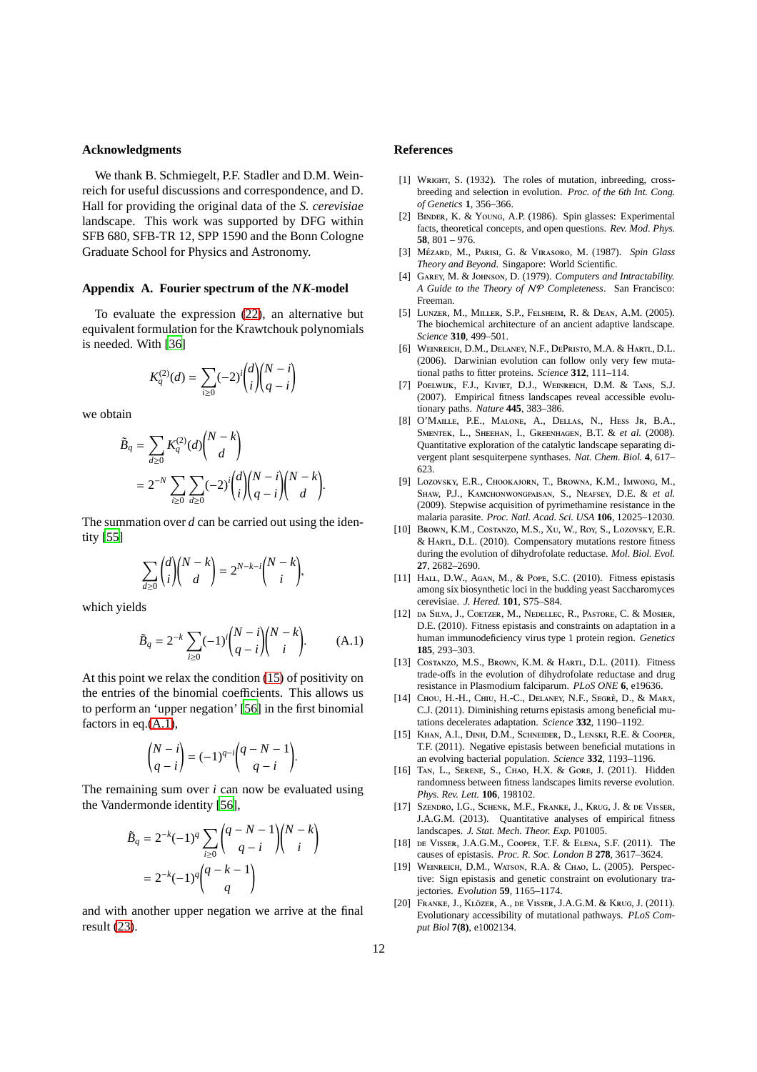### Acknowledgments

We thank B. Schmiegelt, P.F. Stadler and D.M. Weinreich for useful discussions and correspondence, and D. Hall for providing the original data of the *S. cerevisiae* landscape. This work was supported by DFG within SFB 680, SFB-TR 12, SPP 1590 and the Bonn Cologne Graduate School for Physics and Astronomy.

### Appendix A. Fourier spectrum of the *NK*-model

To evaluate the expression (22), an alternative but equivalent formulation for the Krawtchouk polynomials is needed. With [36]

$$K_q^{(2)}(d) = \sum_{i\geq 0} (-2)^i \binom{d}{i}\binom{N-i}{q-i}$$

we obtain

$$\begin{aligned}\tilde{B}_q &= \sum_{d\geq 0} K_q^{(2)}(d)\binom{N-k}{d} \\ &= 2^{-N}\sum_{i\geq 0}\sum_{d\geq 0}(-2)^i\binom{d}{i}\binom{N-i}{q-i}\binom{N-k}{d}.\end{aligned}$$

The summation over $d$ can be carried out using the identity [55]

$$\sum_{d\geq 0}\binom{d}{i}\binom{N-k}{d} = 2^{N-k-i}\binom{N-k}{i},$$

which yields

$$\tilde{B}_q = 2^{-k}\sum_{i\geq 0}(-1)^i\binom{N-i}{q-i}\binom{N-k}{i}. \qquad \text{(A.1)}$$

At this point we relax the condition (15) of positivity on the entries of the binomial coefficients. This allows us to perform an 'upper negation' [56] in the first binomial factors in eq.(A.1),

$$\binom{N-i}{q-i} = (-1)^{q-i}\binom{q-N-1}{q-i}.$$

The remaining sum over $i$ can now be evaluated using the Vandermonde identity [56],

$$\begin{aligned}\tilde{B}_q &= 2^{-k}(-1)^q\sum_{i\geq 0}\binom{q-N-1}{q-i}\binom{N-k}{i} \\ &= 2^{-k}(-1)^q\binom{q-k-1}{q}\end{aligned}$$

and with another upper negation we arrive at the final result (23).

### References

[1] Wright, S. (1932). The roles of mutation, inbreeding, crossbreeding and selection in evolution. *Proc. of the 6th Int. Cong. of Genetics* **1**, 356–366.

[2] Binder, K. & Young, A.P. (1986). Spin glasses: Experimental facts, theoretical concepts, and open questions. *Rev. Mod. Phys.* **58**, 801 – 976.

[3] Mézard, M., Parisi, G. & Virasoro, M. (1987). *Spin Glass Theory and Beyond*. Singapore: World Scientific.

[4] Garey, M. & Johnson, D. (1979). *Computers and Intractability. A Guide to the Theory of $\mathcal{NP}$ Completeness*. San Francisco: Freeman.

[5] Lunzer, M., Miller, S.P., Felsheim, R. & Dean, A.M. (2005). The biochemical architecture of an ancient adaptive landscape. *Science* **310**, 499–501.

[6] Weinreich, D.M., Delaney, N.F., DePristo, M.A. & Hartl, D.L. (2006). Darwinian evolution can follow only very few mutational paths to fitter proteins. *Science* **312**, 111–114.

[7] Poelwijk, F.J., Kiviet, D.J., Weinreich, D.M. & Tans, S.J. (2007). Empirical fitness landscapes reveal accessible evolutionary paths. *Nature* **445**, 383–386.

[8] O'Maille, P.E., Malone, A., Dellas, N., Hess Jr, B.A., Smentek, L., Sheehan, I., Greenhagen, B.T. & *et al.* (2008). Quantitative exploration of the catalytic landscape separating divergent plant sesquiterpene synthases. *Nat. Chem. Biol.* **4**, 617–623.

[9] Lozovsky, E.R., Chookajorn, T., Browna, K.M., Imwong, M., Shaw, P.J., Kamchonwongpaisan, S., Neafsey, D.E. & *et al.* (2009). Stepwise acquisition of pyrimethamine resistance in the malaria parasite. *Proc. Natl. Acad. Sci. USA* **106**, 12025–12030.

[10] Brown, K.M., Costanzo, M.S., Xu, W., Roy, S., Lozovsky, E.R. & Hartl, D.L. (2010). Compensatory mutations restore fitness during the evolution of dihydrofolate reductase. *Mol. Biol. Evol.* **27**, 2682–2690.

[11] Hall, D.W., Agan, M., & Pope, S.C. (2010). Fitness epistasis among six biosynthetic loci in the budding yeast Saccharomyces cerevisiae. *J. Hered.* **101**, S75–S84.

[12] da Silva, J., Coetzer, M., Nedellec, R., Pastore, C. & Mosier, D.E. (2010). Fitness epistasis and constraints on adaptation in a human immunodeficiency virus type 1 protein region. *Genetics* **185**, 293–303.

[13] Costanzo, M.S., Brown, K.M. & Hartl, D.L. (2011). Fitness trade-offs in the evolution of dihydrofolate reductase and drug resistance in Plasmodium falciparum. *PLoS ONE* **6**, e19636.

[14] Chou, H.-H., Chiu, H.-C., Delaney, N.F., Segrè, D., & Marx, C.J. (2011). Diminishing returns epistasis among beneficial mutations decelerates adaptation. *Science* **332**, 1190–1192.

[15] Khan, A.I., Dinh, D.M., Schneider, D., Lenski, R.E. & Cooper, T.F. (2011). Negative epistasis between beneficial mutations in an evolving bacterial population. *Science* **332**, 1193–1196.

[16] Tan, L., Serene, S., Chao, H.X. & Gore, J. (2011). Hidden randomness between fitness landscapes limits reverse evolution. *Phys. Rev. Lett.* **106**, 198102.

[17] Szendro, I.G., Schenk, M.F., Franke, J., Krug, J. & de Visser, J.A.G.M. (2013). Quantitative analyses of empirical fitness landscapes. *J. Stat. Mech. Theor. Exp.* P01005.

[18] de Visser, J.A.G.M., Cooper, T.F. & Elena, S.F. (2011). The causes of epistasis. *Proc. R. Soc. London B* **278**, 3617–3624.

[19] Weinreich, D.M., Watson, R.A. & Chao, L. (2005). Perspective: Sign epistasis and genetic constraint on evolutionary trajectories. *Evolution* **59**, 1165–1174.

[20] Franke, J., Klözer, A., de Visser, J.A.G.M. & Krug, J. (2011). Evolutionary accessibility of mutational pathways. *PLoS Comput Biol* **7(8)**, e1002134.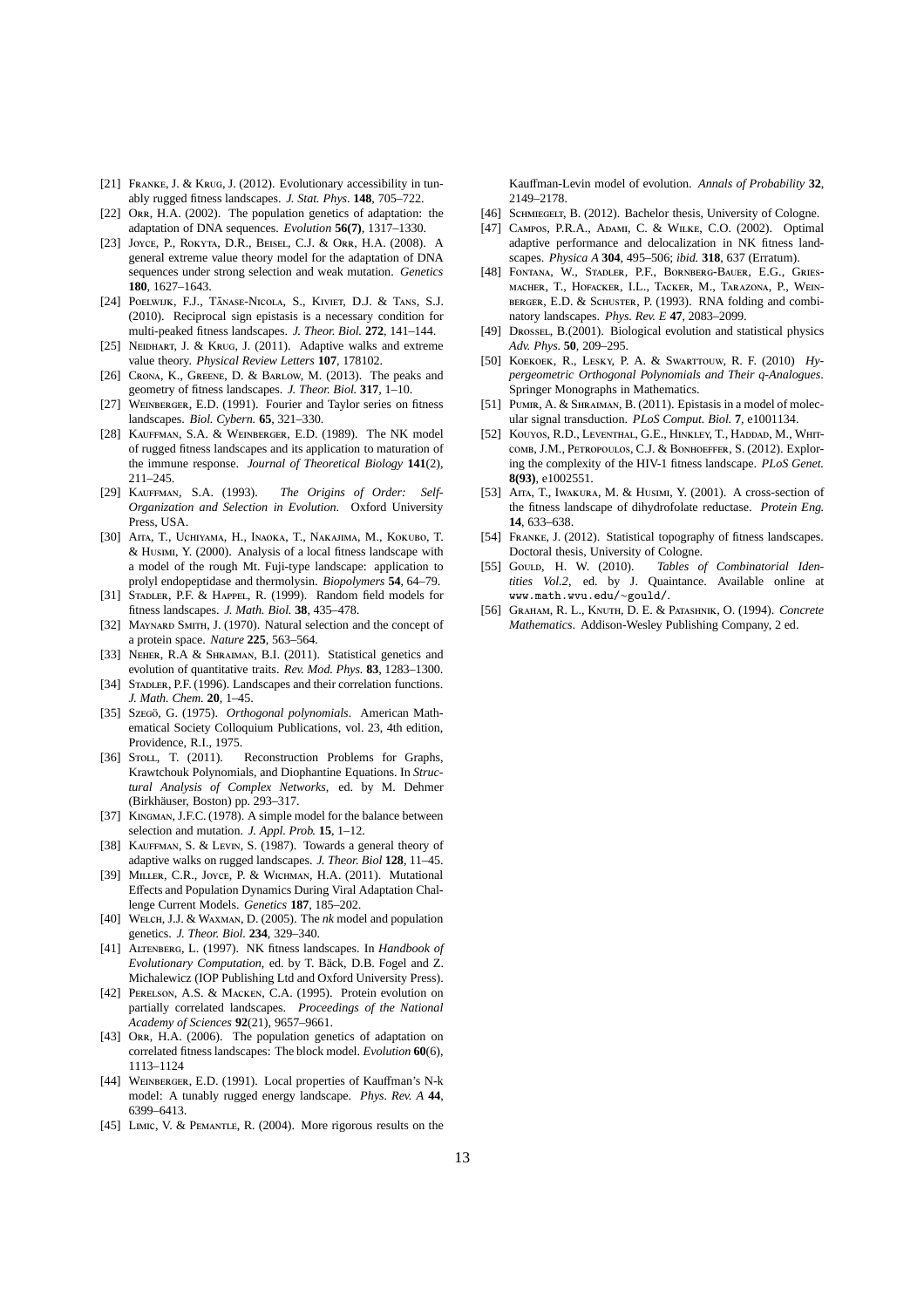[21] Franke, J. & Krug, J. (2012). Evolutionary accessibility in tunably rugged fitness landscapes. *J. Stat. Phys.* **148**, 705–722.

[22] Orr, H.A. (2002). The population genetics of adaptation: the adaptation of DNA sequences. *Evolution* **56(7)**, 1317–1330.

[23] Joyce, P., Rokyta, D.R., Beisel, C.J. & Orr, H.A. (2008). A general extreme value theory model for the adaptation of DNA sequences under strong selection and weak mutation. *Genetics* **180**, 1627–1643.

[24] Poelwijk, F.J., Tănase-Nicola, S., Kiviet, D.J. & Tans, S.J. (2010). Reciprocal sign epistasis is a necessary condition for multi-peaked fitness landscapes. *J. Theor. Biol.* **272**, 141–144.

[25] Neidhart, J. & Krug, J. (2011). Adaptive walks and extreme value theory. *Physical Review Letters* **107**, 178102.

[26] Crona, K., Greene, D. & Barlow, M. (2013). The peaks and geometry of fitness landscapes. *J. Theor. Biol.* **317**, 1–10.

[27] Weinberger, E.D. (1991). Fourier and Taylor series on fitness landscapes. *Biol. Cybern.* **65**, 321–330.

[28] Kauffman, S.A. & Weinberger, E.D. (1989). The NK model of rugged fitness landscapes and its application to maturation of the immune response. *Journal of Theoretical Biology* **141**(2), 211–245.

[29] Kauffman, S.A. (1993). *The Origins of Order: Self-Organization and Selection in Evolution*. Oxford University Press, USA.

[30] Aita, T., Uchiyama, H., Inaoka, T., Nakajima, M., Kokubo, T. & Husimi, Y. (2000). Analysis of a local fitness landscape with a model of the rough Mt. Fuji-type landscape: application to prolyl endopeptidase and thermolysin. *Biopolymers* **54**, 64–79.

[31] Stadler, P.F. & Happel, R. (1999). Random field models for fitness landscapes. *J. Math. Biol.* **38**, 435–478.

[32] Maynard Smith, J. (1970). Natural selection and the concept of a protein space. *Nature* **225**, 563–564.

[33] Neher, R.A & Shraiman, B.I. (2011). Statistical genetics and evolution of quantitative traits. *Rev. Mod. Phys.* **83**, 1283–1300.

[34] Stadler, P.F. (1996). Landscapes and their correlation functions. *J. Math. Chem.* **20**, 1–45.

[35] Szegö, G. (1975). *Orthogonal polynomials*. American Mathematical Society Colloquium Publications, vol. 23, 4th edition, Providence, R.I., 1975.

[36] Stoll, T. (2011). Reconstruction Problems for Graphs, Krawtchouk Polynomials, and Diophantine Equations. In *Structural Analysis of Complex Networks*, ed. by M. Dehmer (Birkhäuser, Boston) pp. 293–317.

[37] Kingman, J.F.C. (1978). A simple model for the balance between selection and mutation. *J. Appl. Prob.* **15**, 1–12.

[38] Kauffman, S. & Levin, S. (1987). Towards a general theory of adaptive walks on rugged landscapes. *J. Theor. Biol* **128**, 11–45.

[39] Miller, C.R., Joyce, P. & Wichman, H.A. (2011). Mutational Effects and Population Dynamics During Viral Adaptation Challenge Current Models. *Genetics* **187**, 185–202.

[40] Welch, J.J. & Waxman, D. (2005). The *nk* model and population genetics. *J. Theor. Biol.* **234**, 329–340.

[41] Altenberg, L. (1997). NK fitness landscapes. In *Handbook of Evolutionary Computation*, ed. by T. Bäck, D.B. Fogel and Z. Michalewicz (IOP Publishing Ltd and Oxford University Press).

[42] Perelson, A.S. & Macken, C.A. (1995). Protein evolution on partially correlated landscapes. *Proceedings of the National Academy of Sciences* **92**(21), 9657–9661.

[43] Orr, H.A. (2006). The population genetics of adaptation on correlated fitness landscapes: The block model. *Evolution* **60**(6), 1113–1124

[44] Weinberger, E.D. (1991). Local properties of Kauffman's N-k model: A tunably rugged energy landscape. *Phys. Rev. A* **44**, 6399–6413.

[45] Limic, V. & Pemantle, R. (2004). More rigorous results on the Kauffman-Levin model of evolution. *Annals of Probability* **32**, 2149–2178.

[46] Schmiegelt, B. (2012). Bachelor thesis, University of Cologne.

[47] Campos, P.R.A., Adami, C. & Wilke, C.O. (2002). Optimal adaptive performance and delocalization in NK fitness landscapes. *Physica A* **304**, 495–506; *ibid.* **318**, 637 (Erratum).

[48] Fontana, W., Stadler, P.F., Bornberg-Bauer, E.G., Griesmacher, T., Hofacker, I.L., Tacker, M., Tarazona, P., Weinberger, E.D. & Schuster, P. (1993). RNA folding and combinatory landscapes. *Phys. Rev. E* **47**, 2083–2099.

[49] Drossel, B.(2001). Biological evolution and statistical physics *Adv. Phys.* **50**, 209–295.

[50] Koekoek, R., Lesky, P. A. & Swarttouw, R. F. (2010) *Hypergeometric Orthogonal Polynomials and Their q-Analogues*. Springer Monographs in Mathematics.

[51] Pumir, A. & Shraiman, B. (2011). Epistasis in a model of molecular signal transduction. *PLoS Comput. Biol.* **7**, e1001134.

[52] Kouyos, R.D., Leventhal, G.E., Hinkley, T., Haddad, M., Whitcomb, J.M., Petropoulos, C.J. & Bonhoeffer, S. (2012). Exploring the complexity of the HIV-1 fitness landscape. *PLoS Genet.* **8(93)**, e1002551.

[53] Aita, T., Iwakura, M. & Husimi, Y. (2001). A cross-section of the fitness landscape of dihydrofolate reductase. *Protein Eng.* **14**, 633–638.

[54] Franke, J. (2012). Statistical topography of fitness landscapes. Doctoral thesis, University of Cologne.

[55] Gould, H. W. (2010). *Tables of Combinatorial Identities Vol.2*, ed. by J. Quaintance. Available online at `www.math.wvu.edu/~gould/`.

[56] Graham, R. L., Knuth, D. E. & Patashnik, O. (1994). *Concrete Mathematics*. Addison-Wesley Publishing Company, 2 ed.